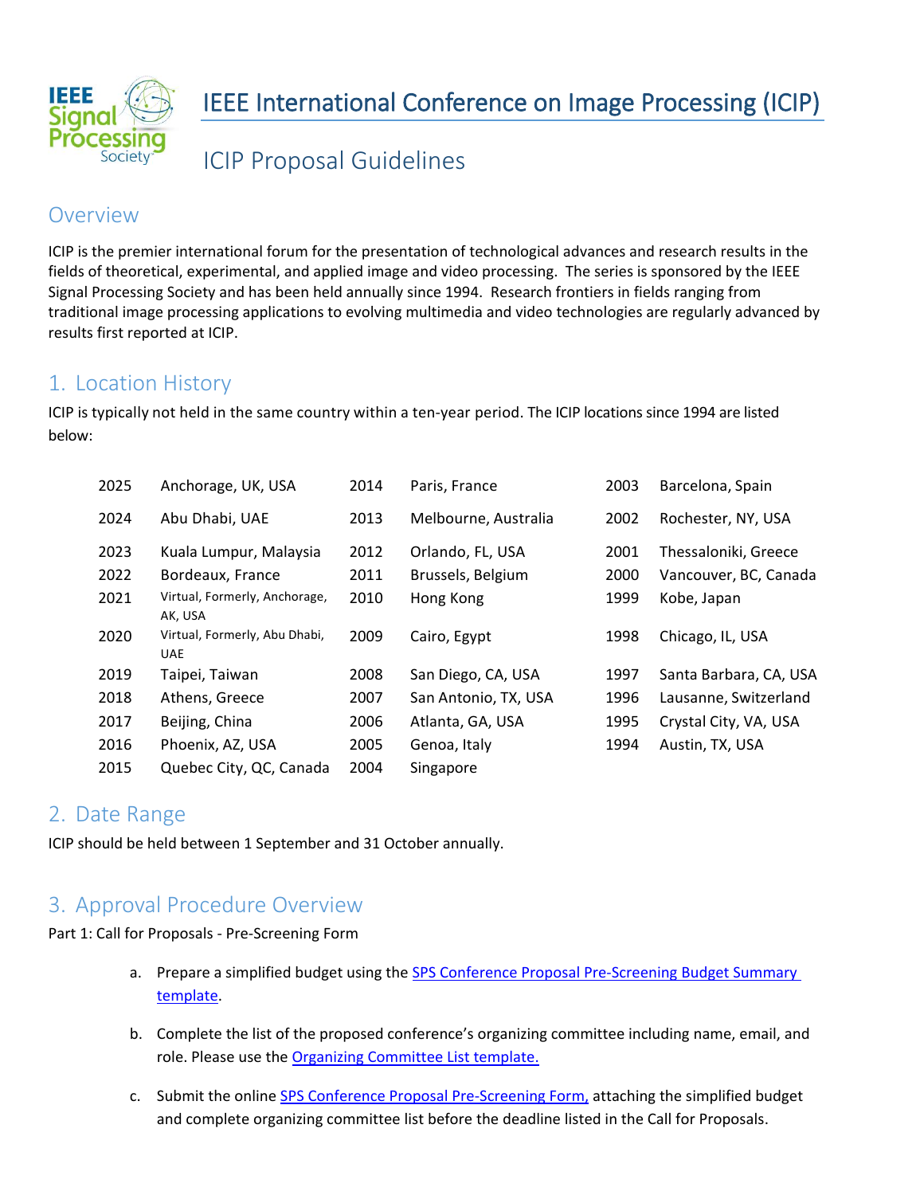# IEEE International Conference on Image Processing (ICIP)

## ICIP Proposal Guidelines

## Overview

ICIP is the premier international forum for the presentation of technological advances and research results in the fields of theoretical, experimental, and applied image and video processing. The series is sponsored by the IEEE Signal Processing Society and has been held annually since 1994. Research frontiers in fields ranging from traditional image processing applications to evolving multimedia and video technologies are regularly advanced by results first reported at ICIP.

## 1. Location History

ICIP is typically not held in the same country within a ten-year period. The ICIP locations since 1994 are listed below:

| | | | | | |
|---|---|---|---|---|---|
| 2025 | Anchorage, UK, USA | 2014 | Paris, France | 2003 | Barcelona, Spain |
| 2024 | Abu Dhabi, UAE | 2013 | Melbourne, Australia | 2002 | Rochester, NY, USA |
| 2023 | Kuala Lumpur, Malaysia | 2012 | Orlando, FL, USA | 2001 | Thessaloniki, Greece |
| 2022 | Bordeaux, France | 2011 | Brussels, Belgium | 2000 | Vancouver, BC, Canada |
| 2021 | Virtual, Formerly, Anchorage, AK, USA | 2010 | Hong Kong | 1999 | Kobe, Japan |
| 2020 | Virtual, Formerly, Abu Dhabi, UAE | 2009 | Cairo, Egypt | 1998 | Chicago, IL, USA |
| 2019 | Taipei, Taiwan | 2008 | San Diego, CA, USA | 1997 | Santa Barbara, CA, USA |
| 2018 | Athens, Greece | 2007 | San Antonio, TX, USA | 1996 | Lausanne, Switzerland |
| 2017 | Beijing, China | 2006 | Atlanta, GA, USA | 1995 | Crystal City, VA, USA |
| 2016 | Phoenix, AZ, USA | 2005 | Genoa, Italy | 1994 | Austin, TX, USA |
| 2015 | Quebec City, QC, Canada | 2004 | Singapore | | |

## 2. Date Range

ICIP should be held between 1 September and 31 October annually.

## 3. Approval Procedure Overview

Part 1: Call for Proposals - Pre-Screening Form

a. Prepare a simplified budget using the SPS Conference Proposal Pre-Screening Budget Summary template.

b. Complete the list of the proposed conference's organizing committee including name, email, and role. Please use the Organizing Committee List template.

c. Submit the online SPS Conference Proposal Pre-Screening Form, attaching the simplified budget and complete organizing committee list before the deadline listed in the Call for Proposals.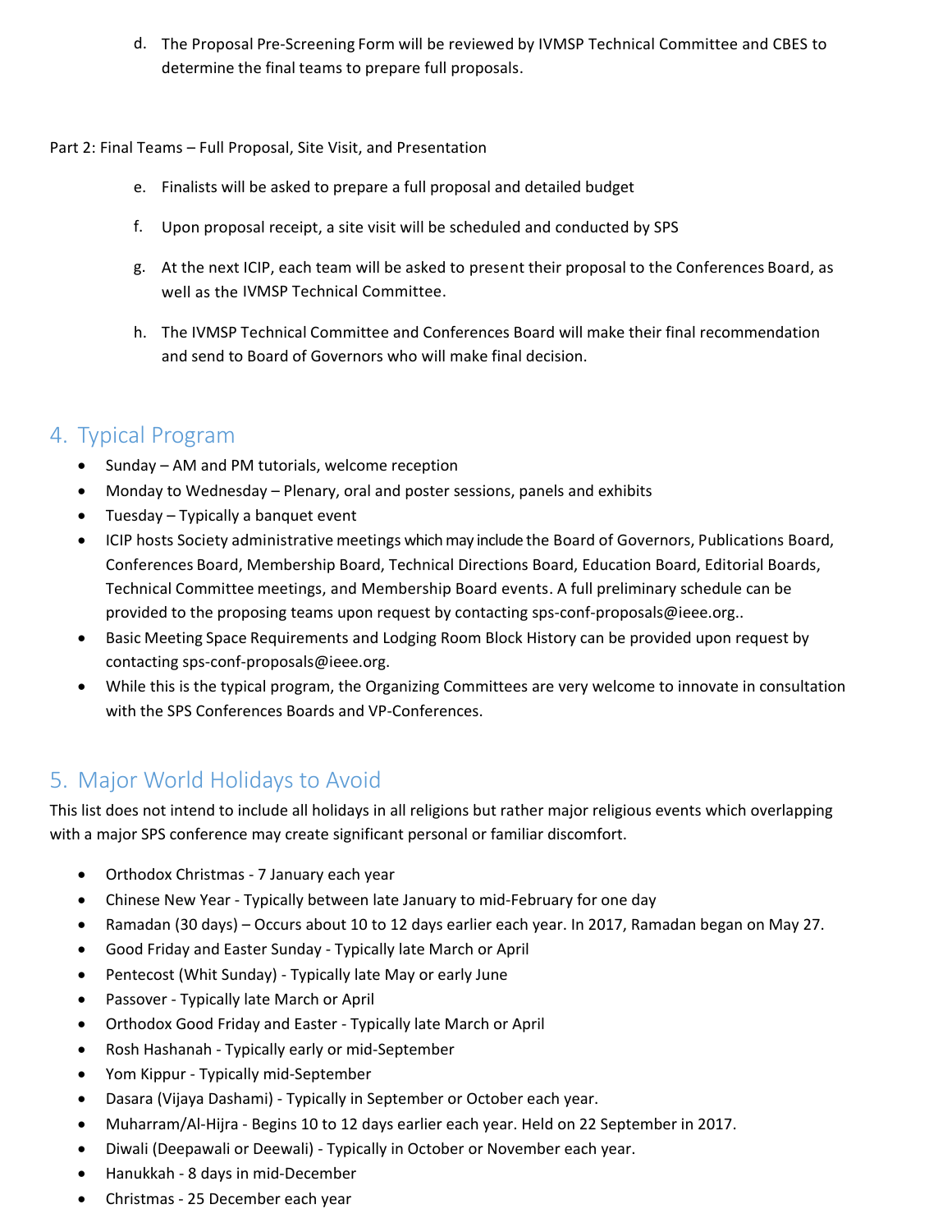d. The Proposal Pre-Screening Form will be reviewed by IVMSP Technical Committee and CBES to determine the final teams to prepare full proposals.

Part 2: Final Teams – Full Proposal, Site Visit, and Presentation

e. Finalists will be asked to prepare a full proposal and detailed budget

f. Upon proposal receipt, a site visit will be scheduled and conducted by SPS

g. At the next ICIP, each team will be asked to present their proposal to the Conferences Board, as well as the IVMSP Technical Committee.

h. The IVMSP Technical Committee and Conferences Board will make their final recommendation and send to Board of Governors who will make final decision.

## 4. Typical Program

- Sunday – AM and PM tutorials, welcome reception
- Monday to Wednesday – Plenary, oral and poster sessions, panels and exhibits
- Tuesday – Typically a banquet event
- ICIP hosts Society administrative meetings which may include the Board of Governors, Publications Board, Conferences Board, Membership Board, Technical Directions Board, Education Board, Editorial Boards, Technical Committee meetings, and Membership Board events. A full preliminary schedule can be provided to the proposing teams upon request by contacting sps-conf-proposals@ieee.org..
- Basic Meeting Space Requirements and Lodging Room Block History can be provided upon request by contacting sps-conf-proposals@ieee.org.
- While this is the typical program, the Organizing Committees are very welcome to innovate in consultation with the SPS Conferences Boards and VP-Conferences.

## 5. Major World Holidays to Avoid

This list does not intend to include all holidays in all religions but rather major religious events which overlapping with a major SPS conference may create significant personal or familiar discomfort.

- Orthodox Christmas - 7 January each year
- Chinese New Year - Typically between late January to mid-February for one day
- Ramadan (30 days) – Occurs about 10 to 12 days earlier each year. In 2017, Ramadan began on May 27.
- Good Friday and Easter Sunday - Typically late March or April
- Pentecost (Whit Sunday) - Typically late May or early June
- Passover - Typically late March or April
- Orthodox Good Friday and Easter - Typically late March or April
- Rosh Hashanah - Typically early or mid-September
- Yom Kippur - Typically mid-September
- Dasara (Vijaya Dashami) - Typically in September or October each year.
- Muharram/Al-Hijra - Begins 10 to 12 days earlier each year. Held on 22 September in 2017.
- Diwali (Deepawali or Deewali) - Typically in October or November each year.
- Hanukkah - 8 days in mid-December
- Christmas - 25 December each year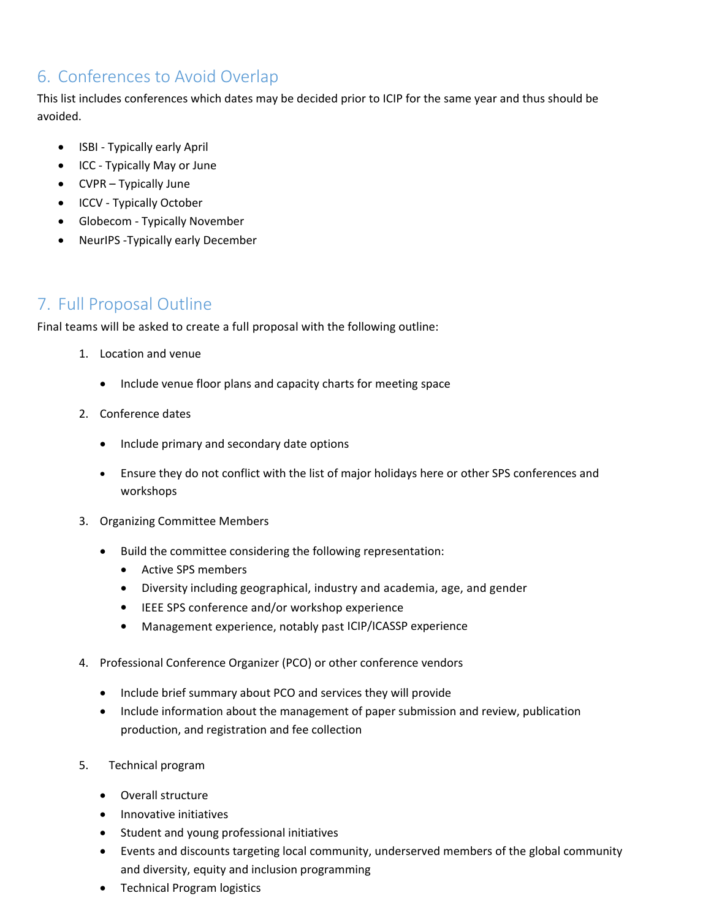## 6. Conferences to Avoid Overlap

This list includes conferences which dates may be decided prior to ICIP for the same year and thus should be avoided.

- ISBI - Typically early April
- ICC - Typically May or June
- CVPR – Typically June
- ICCV - Typically October
- Globecom - Typically November
- NeurIPS -Typically early December

## 7. Full Proposal Outline

Final teams will be asked to create a full proposal with the following outline:

1. Location and venue
    - Include venue floor plans and capacity charts for meeting space
2. Conference dates
    - Include primary and secondary date options
    - Ensure they do not conflict with the list of major holidays here or other SPS conferences and workshops
3. Organizing Committee Members
    - Build the committee considering the following representation:
        - Active SPS members
        - Diversity including geographical, industry and academia, age, and gender
        - IEEE SPS conference and/or workshop experience
        - Management experience, notably past ICIP/ICASSP experience
4. Professional Conference Organizer (PCO) or other conference vendors
    - Include brief summary about PCO and services they will provide
    - Include information about the management of paper submission and review, publication production, and registration and fee collection
5. Technical program
    - Overall structure
    - Innovative initiatives
    - Student and young professional initiatives
    - Events and discounts targeting local community, underserved members of the global community and diversity, equity and inclusion programming
    - Technical Program logistics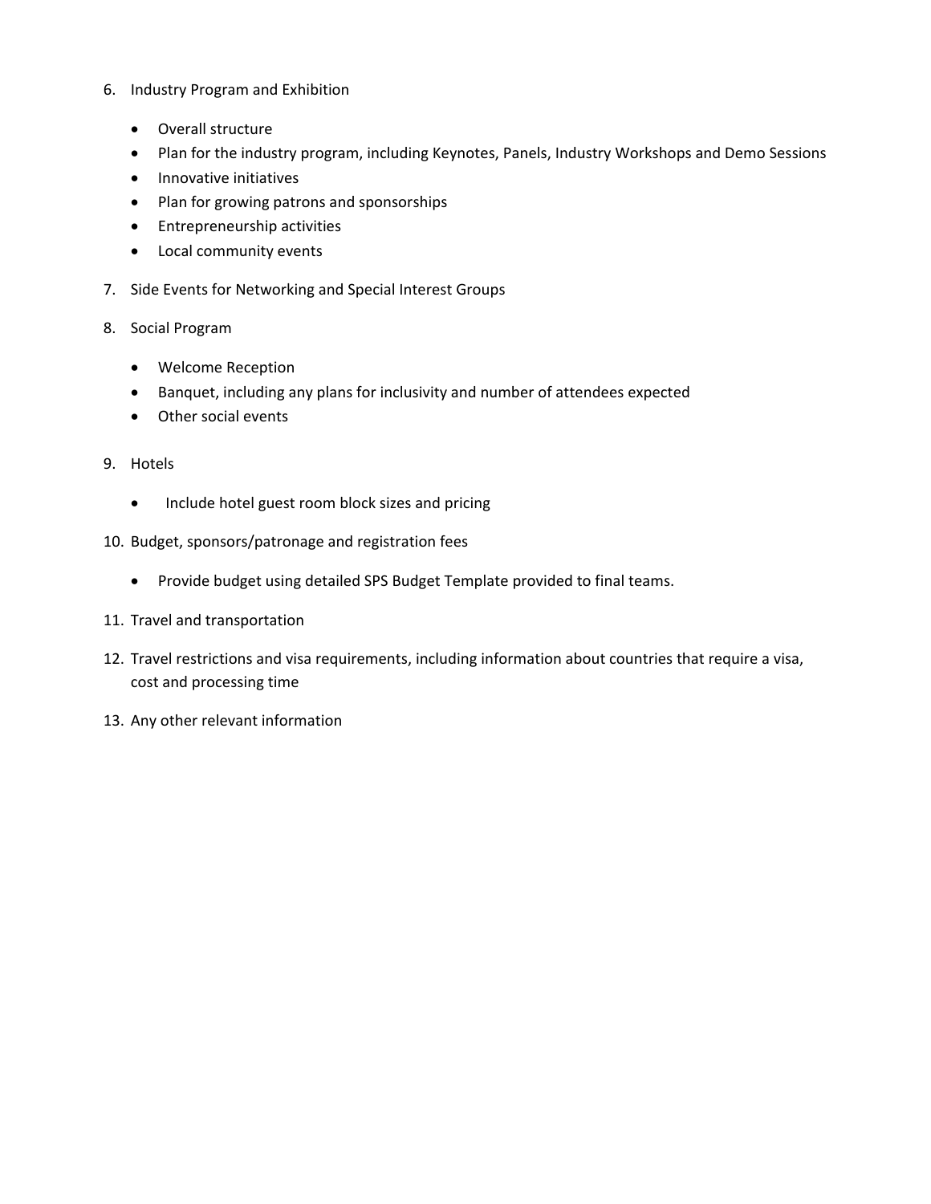6. Industry Program and Exhibition
    - Overall structure
    - Plan for the industry program, including Keynotes, Panels, Industry Workshops and Demo Sessions
    - Innovative initiatives
    - Plan for growing patrons and sponsorships
    - Entrepreneurship activities
    - Local community events
7. Side Events for Networking and Special Interest Groups
8. Social Program
    - Welcome Reception
    - Banquet, including any plans for inclusivity and number of attendees expected
    - Other social events
9. Hotels
    - Include hotel guest room block sizes and pricing
10. Budget, sponsors/patronage and registration fees
    - Provide budget using detailed SPS Budget Template provided to final teams.
11. Travel and transportation
12. Travel restrictions and visa requirements, including information about countries that require a visa, cost and processing time
13. Any other relevant information